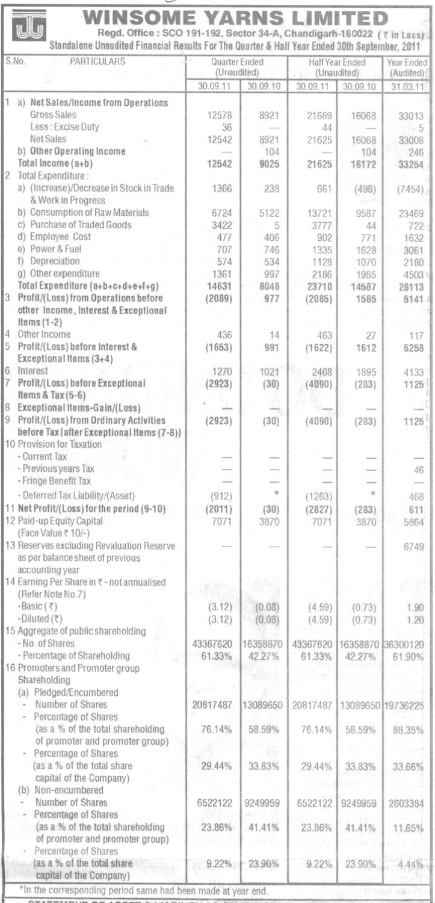# WINSOME YARNS LIMITED

Regd. Office : SCO 191-192, Sector 34-A, Chandigarh-160022 (₹ in Lacs)

Standalone Unaudited Financial Results For The Quarter & Half Year Ended 30th September, 2011

| S.No. | PARTICULARS | Quarter Ended (Unaudited) | | Half Year Ended (Unaudited) | | Year Ended (Audited) |
|---|---|---|---|---|---|---|
| | | 30.09.11 | 30.09.10 | 30.09.11 | 30.09.10 | 31.03.11 |
| 1 | a) **Net Sales/Income from Operations** | | | | | |
| | Gross Sales | 12578 | 8921 | 21669 | 16068 | 33013 |
| | Less : Excise Duty | 36 | — | 44 | — | 5 |
| | Net Sales | 12542 | 8921 | 21625 | 16068 | 33008 |
| | b) **Other Operating Income** | — | 104 | — | 104 | 246 |
| | **Total Income (a+b)** | 12542 | 9025 | 21625 | 16172 | 33254 |
| 2 | Total Expenditure : | | | | | |
| | a) (Increase)/Decrease in Stock in Trade & Work in Progress | 1366 | 238 | 661 | (498) | (7454) |
| | b) Consumption of Raw Materials | 6724 | 5122 | 13721 | 9587 | 23469 |
| | c) Purchase of Traded Goods | 3422 | 5 | 3777 | 44 | 722 |
| | d) Employee Cost | 477 | 406 | 902 | 771 | 1632 |
| | e) Power & Fuel | 707 | 746 | 1335 | 1628 | 3061 |
| | f) Depreciation | 574 | 534 | 1128 | 1070 | 2180 |
| | g) Other expenditure | 1361 | 997 | 2186 | 1985 | 4503 |
| | **Total Expenditure (a+b+c+d+e+f+g)** | 14631 | 8048 | 23710 | 14587 | 28113 |
| 3 | **Profit/(Loss) from Operations before other Income, Interest & Exceptional Items (1-2)** | (2089) | 977 | (2085) | 1585 | 5141 |
| 4 | Other Income | 436 | 14 | 463 | 27 | 117 |
| 5 | **Profit/(Loss) before Interest & Exceptional Items (3+4)** | (1653) | 991 | (1622) | 1612 | 5258 |
| 6 | Interest | 1270 | 1021 | 2468 | 1895 | 4133 |
| 7 | **Profit/(Loss) before Exceptional Items & Tax (5-6)** | (2923) | (30) | (4090) | (283) | 1125 |
| 8 | **Exceptional Items-Gain/(Loss)** | — | — | — | — | — |
| 9 | **Profit/(Loss) from Ordinary Activities before Tax (after Exceptional Items (7-8))** | (2923) | (30) | (4090) | (283) | 1125 |
| 10 | Provision for Taxation | | | | | |
| | - Current Tax | — | — | — | — | — |
| | - Previous years Tax | — | — | — | — | 46 |
| | - Fringe Benefit Tax | — | — | — | — | — |
| | - Deferred Tax Liability/(Asset) | (912) | * | (1263) | * | 468 |
| 11 | **Net Profit/(Loss) for the period (9-10)** | (2011) | (30) | (2827) | (283) | 611 |
| 12 | Paid-up Equity Capital (Face Value ₹ 10/-) | 7071 | 3870 | 7071 | 3870 | 5864 |
| 13 | Reserves excluding Revaluation Reserve as per balance sheet of previous accounting year | — | — | — | — | 6749 |
| 14 | Earning Per Share in ₹ - not annualised (Refer Note No.7) | | | | | |
| | -Basic (₹) | (3.12) | (0.08) | (4.59) | (0.73) | 1.90 |
| | -Diluted (₹) | (3.12) | (0.08) | (4.59) | (0.73) | 1.20 |
| 15 | Aggregate of public shareholding | | | | | |
| | - No. of Shares | 43367620 | 16358870 | 43367620 | 16358870 | 36300120 |
| | - Percentage of Shareholding | 61.33% | 42.27% | 61.33% | 42.27% | 61.90% |
| 16 | Promoters and Promoter group Shareholding | | | | | |
| | (a) Pledged/Encumbered | | | | | |
| | - Number of Shares | 20817487 | 13089650 | 20817487 | 13089650 | 19736225 |
| | - Percentage of Shares (as a % of the total shareholding of promoter and promoter group) | 76.14% | 58.59% | 76.14% | 58.59% | 88.35% |
| | - Percentage of Shares (as a % of the total share capital of the Company) | 29.44% | 33.83% | 29.44% | 33.83% | 33.66% |
| | (b) Non-encumbered | | | | | |
| | - Number of Shares | 6522122 | 9249959 | 6522122 | 9249959 | 2603384 |
| | - Percentage of Shares (as a % of the total shareholding of promoter and promoter group) | 23.86% | 41.41% | 23.86% | 41.41% | 11.65% |
| | - Percentage of Shares (as a % of the total share capital of the Company) | 9.22% | 23.90% | 9.22% | 23.90% | 4.44% |

*In the corresponding period same had been made at year end.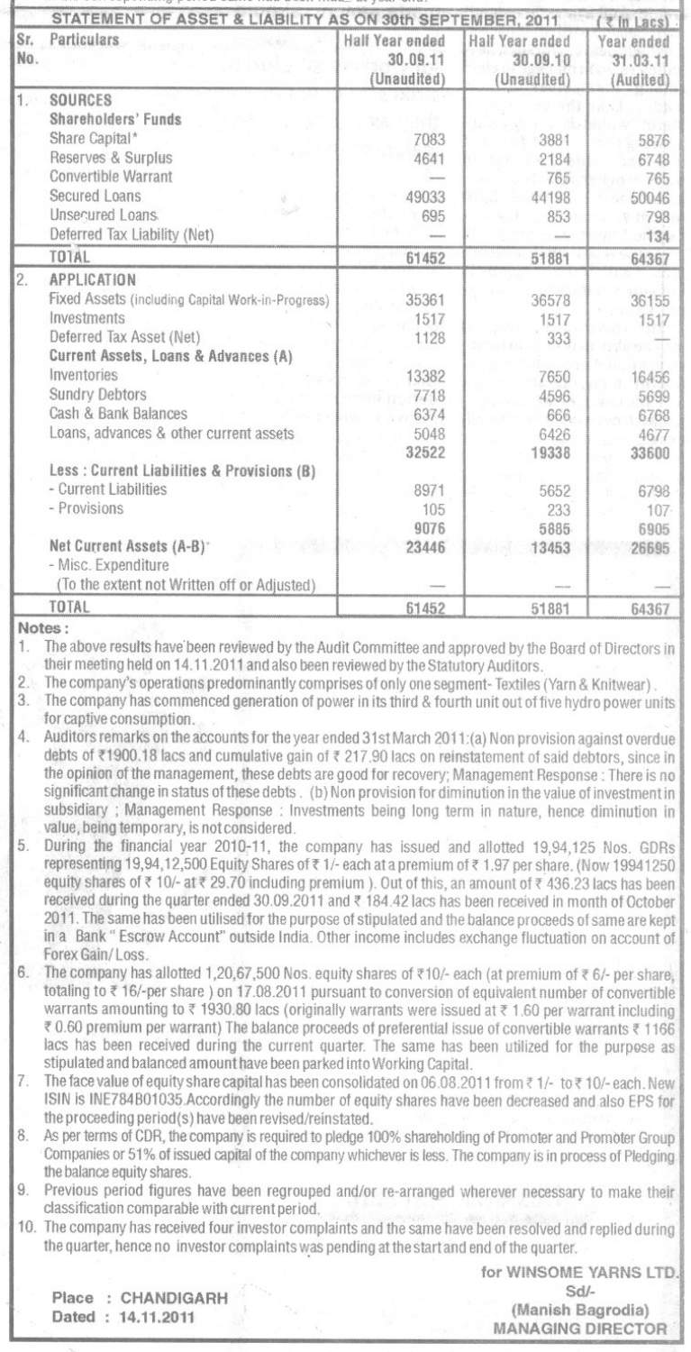## STATEMENT OF ASSET & LIABILITY AS ON 30th SEPTEMBER, 2011 (₹ In Lacs)

| Sr. No. | Particulars | Half Year ended 30.09.11 (Unaudited) | Half Year ended 30.09.10 (Unaudited) | Year ended 31.03.11 (Audited) |
|---|---|---|---|---|
| 1. | **SOURCES** | | | |
| | **Shareholders' Funds** | | | |
| | Share Capital* | 7083 | 3881 | 5876 |
| | Reserves & Surplus | 4641 | 2184 | 6748 |
| | Convertible Warrant | — | 765 | 765 |
| | Secured Loans | 49033 | 44198 | 50046 |
| | Unsecured Loans | 695 | 853 | 798 |
| | Deferred Tax Liability (Net) | — | — | 134 |
| | TOTAL | 61452 | 51881 | 64367 |
| 2. | **APPLICATION** | | | |
| | Fixed Assets (including Capital Work-in-Progress) | 35361 | 36578 | 36155 |
| | Investments | 1517 | 1517 | 1517 |
| | Deferred Tax Asset (Net) | 1128 | 333 | — |
| | **Current Assets, Loans & Advances (A)** | | | |
| | Inventories | 13382 | 7650 | 16456 |
| | Sundry Debtors | 7718 | 4596 | 5699 |
| | Cash & Bank Balances | 6374 | 666 | 6768 |
| | Loans, advances & other current assets | 5048 | 6426 | 4677 |
| | | 32522 | 19338 | 33600 |
| | **Less : Current Liabilities & Provisions (B)** | | | |
| | - Current Liabilities | 8971 | 5652 | 6798 |
| | - Provisions | 105 | 233 | 107 |
| | | 9076 | 5885 | 6905 |
| | **Net Current Assets (A-B)** | 23446 | 13453 | 26695 |
| | - Misc. Expenditure (To the extent not Written off or Adjusted) | — | — | — |
| | TOTAL | 61452 | 51881 | 64367 |

**Notes :**

1. The above results have been reviewed by the Audit Committee and approved by the Board of Directors in their meeting held on 14.11.2011 and also been reviewed by the Statutory Auditors.
2. The company's operations predominantly comprises of only one segment- Textiles (Yarn & Knitwear).
3. The company has commenced generation of power in its third & fourth unit out of five hydro power units for captive consumption.
4. Auditors remarks on the accounts for the year ended 31st March 2011:(a) Non provision against overdue debts of ₹1900.18 lacs and cumulative gain of ₹ 217.90 lacs on reinstatement of said debtors, since in the opinion of the management, these debts are good for recovery; Management Response : There is no significant change in status of these debts . (b) Non provision for diminution in the value of investment in subsidiary ; Management Response : Investments being long term in nature, hence diminution in value, being temporary, is not considered.
5. During the financial year 2010-11, the company has issued and allotted 19,94,125 Nos. GDRs representing 19,94,12,500 Equity Shares of ₹ 1/- each at a premium of ₹ 1.97 per share. (Now 19941250 equity shares of ₹ 10/- at ₹ 29.70 including premium ). Out of this, an amount of ₹ 436.23 lacs has been received during the quarter ended 30.09.2011 and ₹ 184.42 lacs has been received in month of October 2011. The same has been utilised for the purpose of stipulated and the balance proceeds of same are kept in a Bank " Escrow Account" outside India. Other income includes exchange fluctuation on account of Forex Gain/ Loss.
6. The company has allotted 1,20,67,500 Nos. equity shares of ₹10/- each (at premium of ₹ 6/- per share, totaling to ₹ 16/-per share ) on 17.08.2011 pursuant to conversion of equivalent number of convertible warrants amounting to ₹ 1930.80 lacs (originally warrants were issued at ₹ 1.60 per warrant including ₹ 0.60 premium per warrant) The balance proceeds of preferential issue of convertible warrants ₹ 1166 lacs has been received during the current quarter. The same has been utilized for the purpose as stipulated and balanced amount have been parked into Working Capital.
7. The face value of equity share capital has been consolidated on 06.08.2011 from ₹ 1/- to ₹ 10/- each. New ISIN is INE784B01035.Accordingly the number of equity shares have been decreased and also EPS for the proceeding period(s) have been revised/reinstated.
8. As per terms of CDR, the company is required to pledge 100% shareholding of Promoter and Promoter Group Companies or 51% of issued capital of the company whichever is less. The company is in process of Pledging the balance equity shares.
9. Previous period figures have been regrouped and/or re-arranged wherever necessary to make their classification comparable with current period.
10. The company has received four investor complaints and the same have been resolved and replied during the quarter, hence no investor complaints was pending at the start and end of the quarter.

Place : CHANDIGARH
Dated : 14.11.2011

for WINSOME YARNS LTD.
Sd/-
(Manish Bagrodia)
MANAGING DIRECTOR